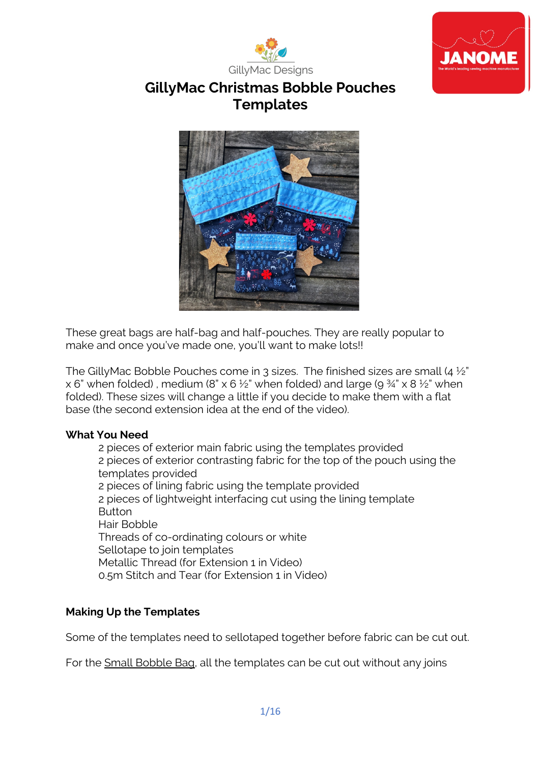GillyMac Designs

# GillyMac Christmas Bobble Pouches Templates

These great bags are half-bag and half-pouches. They are really popular to make and once you've made one, you'll want to make lots!!

The GillyMac Bobble Pouches come in 3 sizes. The finished sizes are small (4 ½" x 6" when folded) , medium (8" x 6 ½" when folded) and large (9 ¾" x 8 ½" when folded). These sizes will change a little if you decide to make them with a flat base (the second extension idea at the end of the video).

**What You Need**

- 2 pieces of exterior main fabric using the templates provided
- 2 pieces of exterior contrasting fabric for the top of the pouch using the templates provided
- 2 pieces of lining fabric using the template provided
- 2 pieces of lightweight interfacing cut using the lining template
- Button
- Hair Bobble
- Threads of co-ordinating colours or white
- Sellotape to join templates
- Metallic Thread (for Extension 1 in Video)
- 0.5m Stitch and Tear (for Extension 1 in Video)

**Making Up the Templates**

Some of the templates need to sellotaped together before fabric can be cut out.

For the Small Bobble Bag, all the templates can be cut out without any joins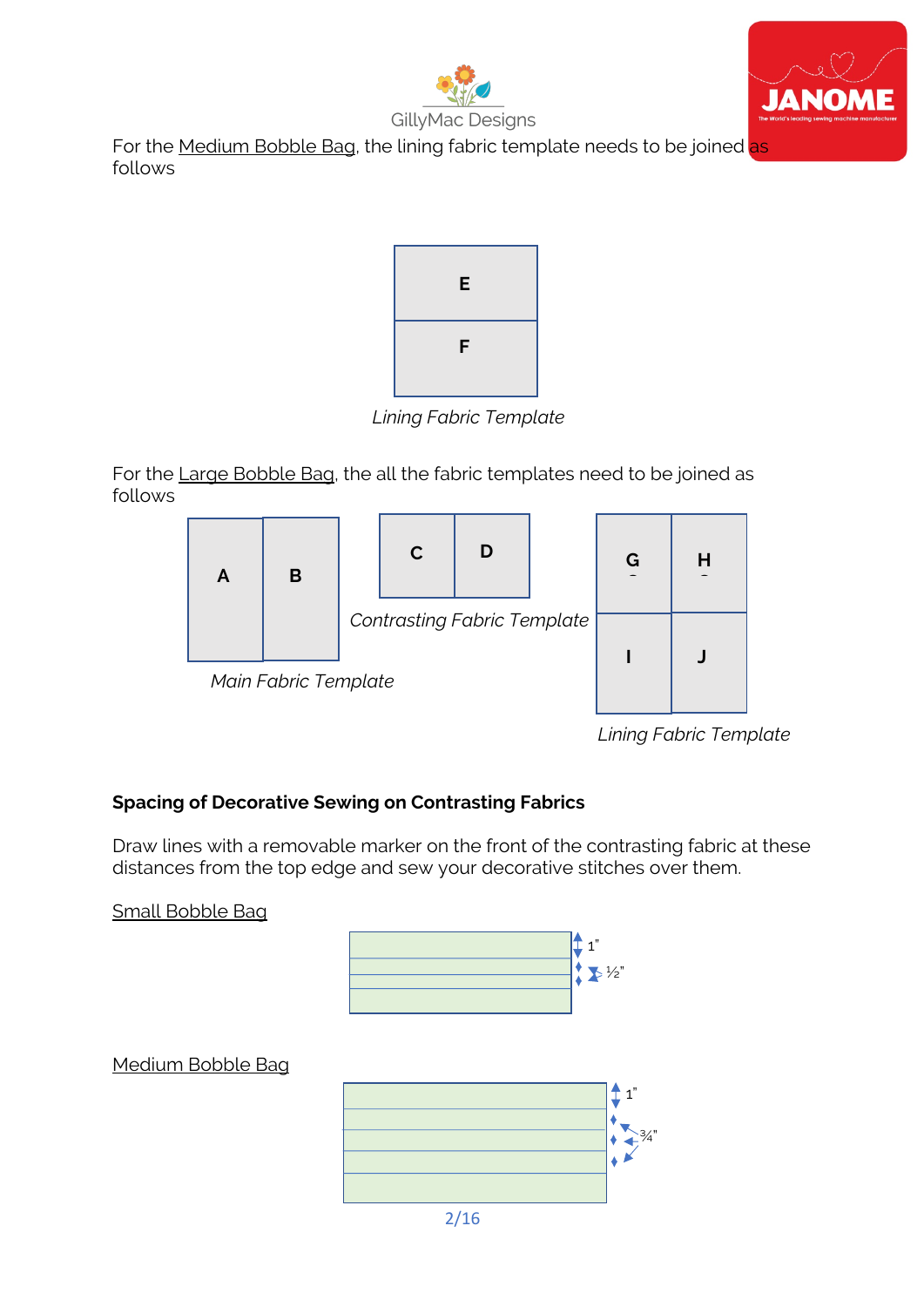For the Medium Bobble Bag, the lining fabric template needs to be joined as follows

| E |
| --- |
| F |

*Lining Fabric Template*

For the Large Bobble Bag, the all the fabric templates need to be joined as follows

| A | B |
| --- | --- |

*Main Fabric Template*

| C | D |
| --- | --- |

*Contrasting Fabric Template*

| G | H |
| --- | --- |
| I | J |

*Lining Fabric Template*

**Spacing of Decorative Sewing on Contrasting Fabrics**

Draw lines with a removable marker on the front of the contrasting fabric at these distances from the top edge and sew your decorative stitches over them.

Small Bobble Bag

1"

½"

Medium Bobble Bag

1"

¾"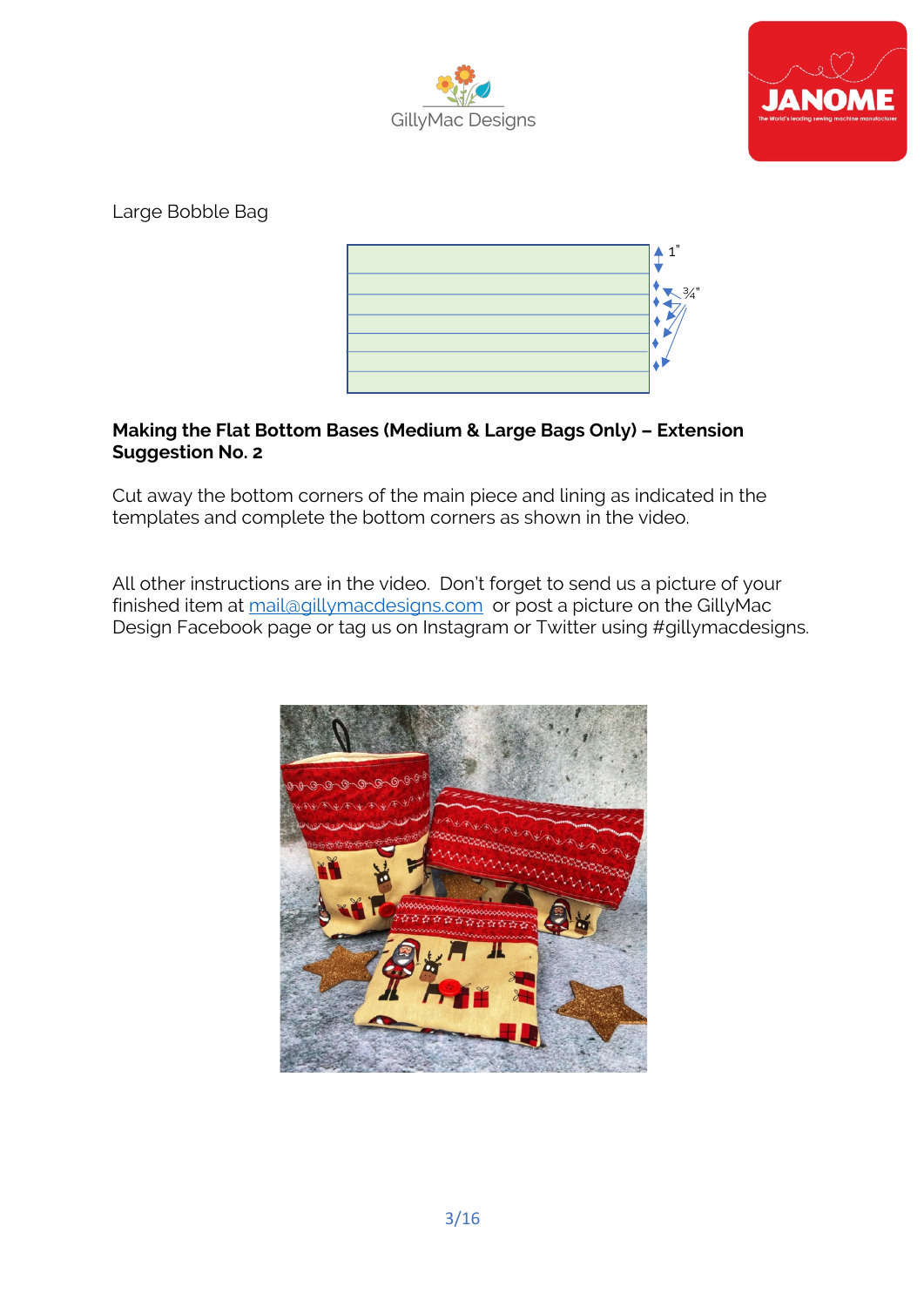Large Bobble Bag

1"

¾"

**Making the Flat Bottom Bases (Medium & Large Bags Only) – Extension Suggestion No. 2**

Cut away the bottom corners of the main piece and lining as indicated in the templates and complete the bottom corners as shown in the video.

All other instructions are in the video. Don't forget to send us a picture of your finished item at mail@gillymacdesigns.com or post a picture on the GillyMac Design Facebook page or tag us on Instagram or Twitter using #gillymacdesigns.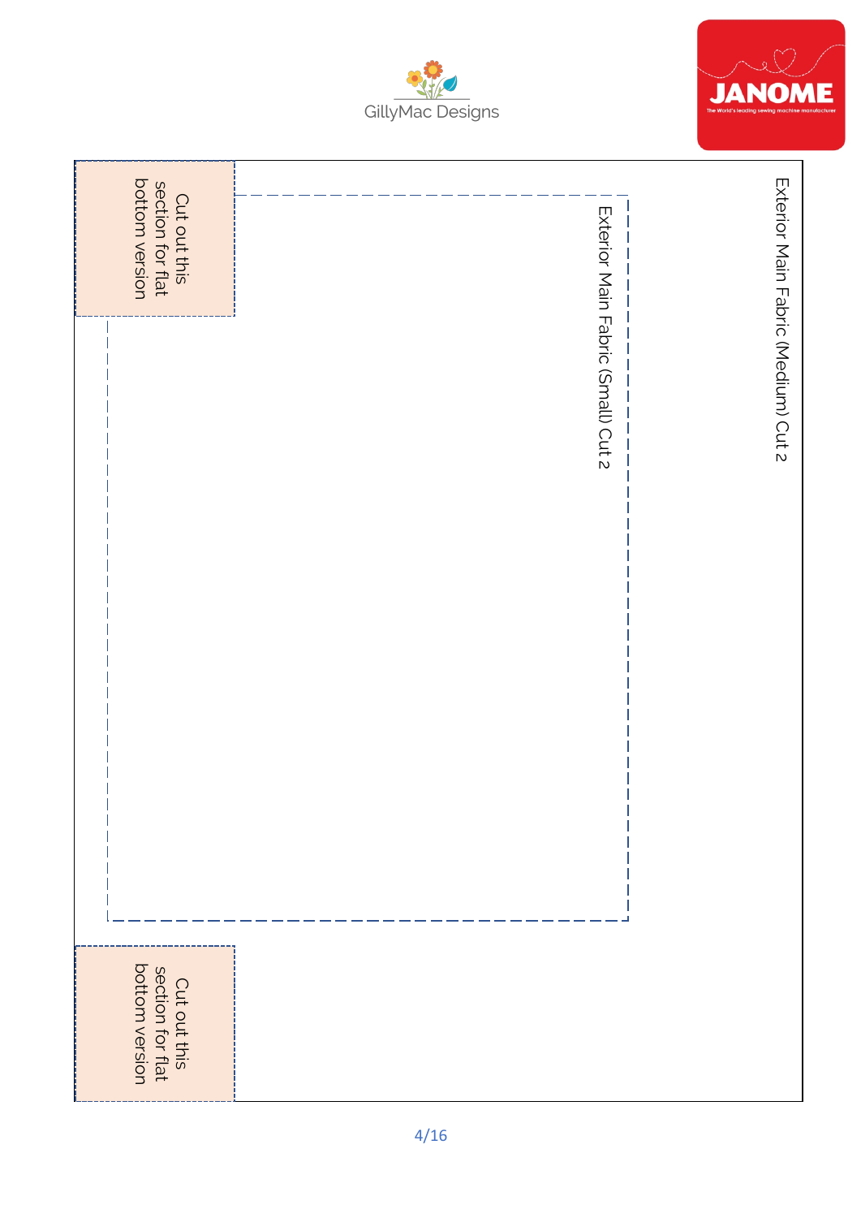Exterior Main Fabric (Medium) Cut 2

Exterior Main Fabric (Small) Cut 2

Cut out this section for flat bottom version

Cut out this section for flat bottom version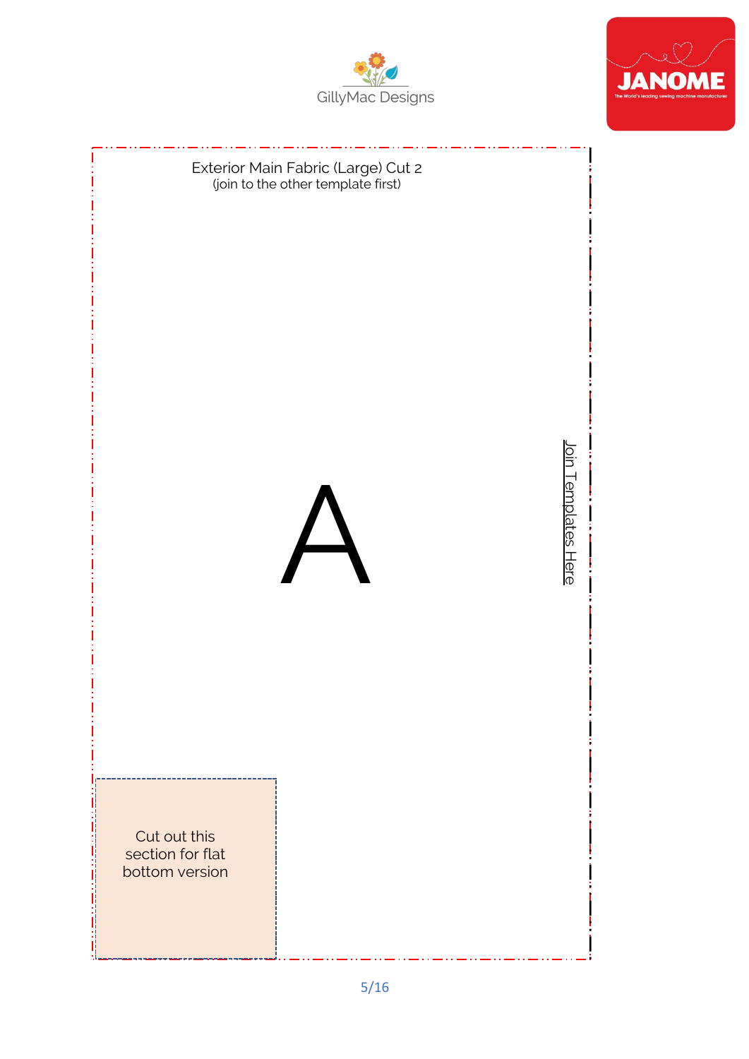Exterior Main Fabric (Large) Cut 2
(join to the other template first)

A

Join Templates Here

Cut out this section for flat bottom version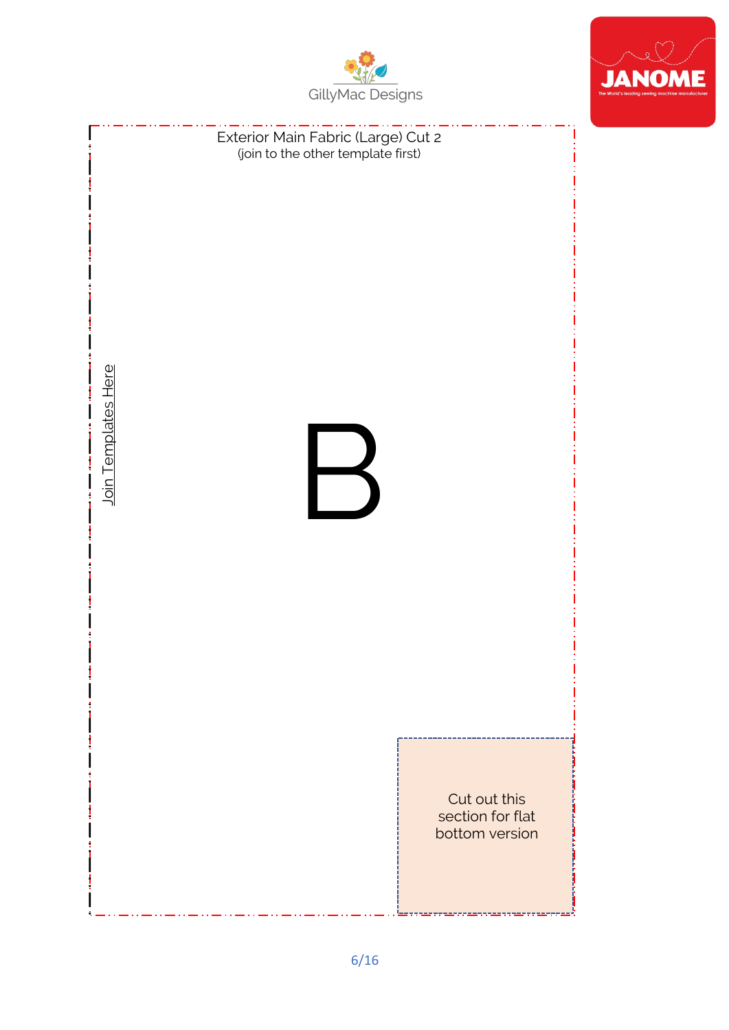Exterior Main Fabric (Large) Cut 2
(join to the other template first)

Join Templates Here

B

Cut out this section for flat bottom version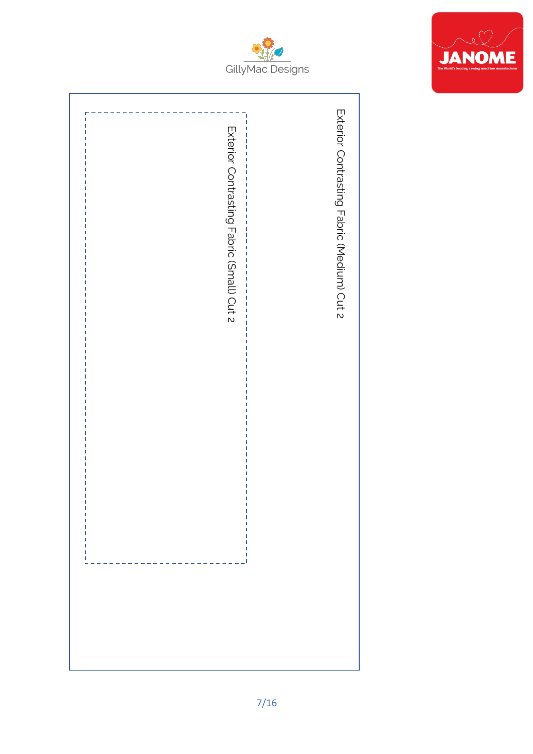Exterior Contrasting Fabric (Medium) Cut 2

Exterior Contrasting Fabric (Small) Cut 2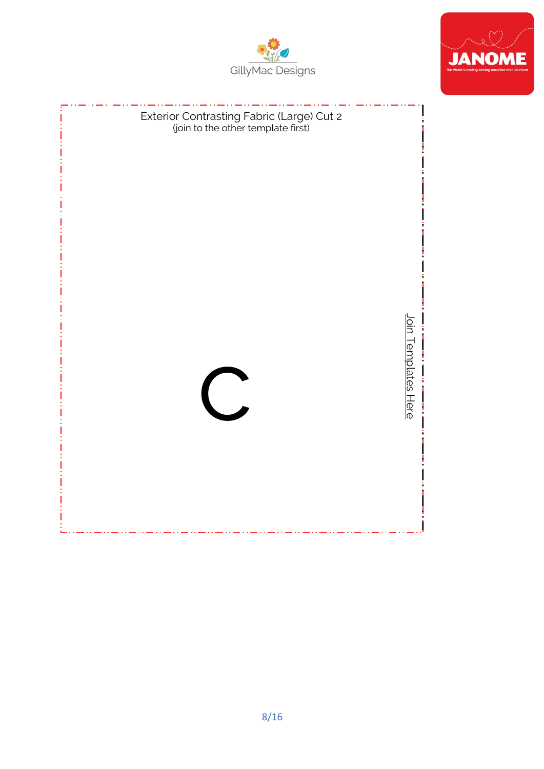Exterior Contrasting Fabric (Large) Cut 2

(join to the other template first)

C

Join Templates Here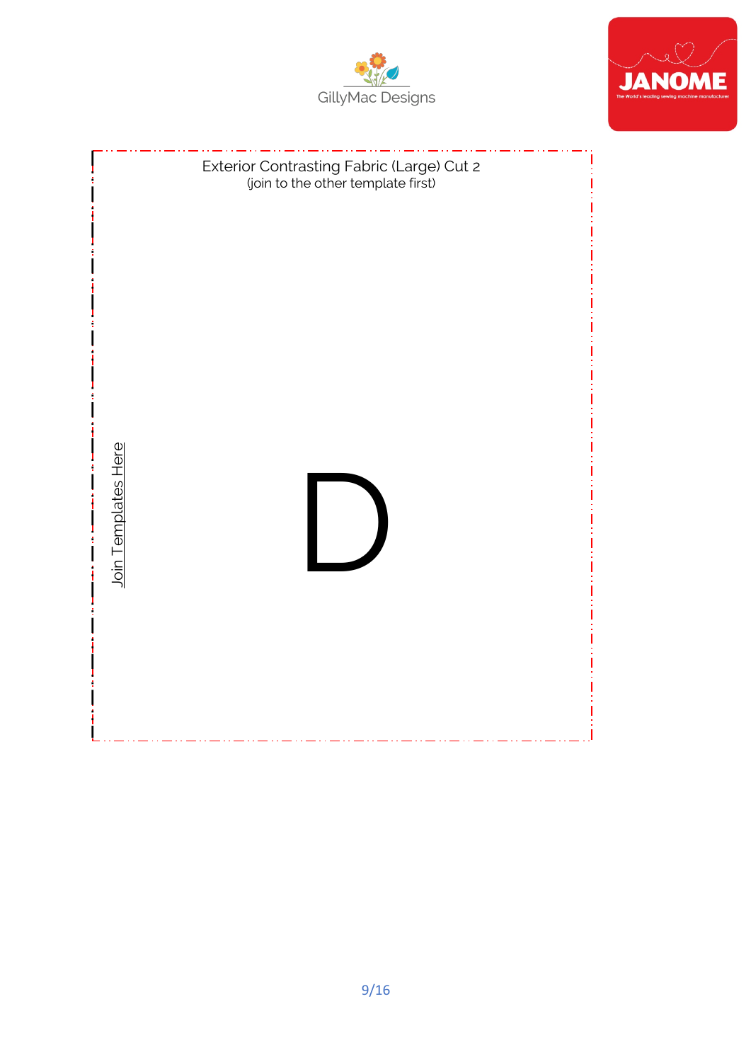Exterior Contrasting Fabric (Large) Cut 2

(join to the other template first)

Join Templates Here

D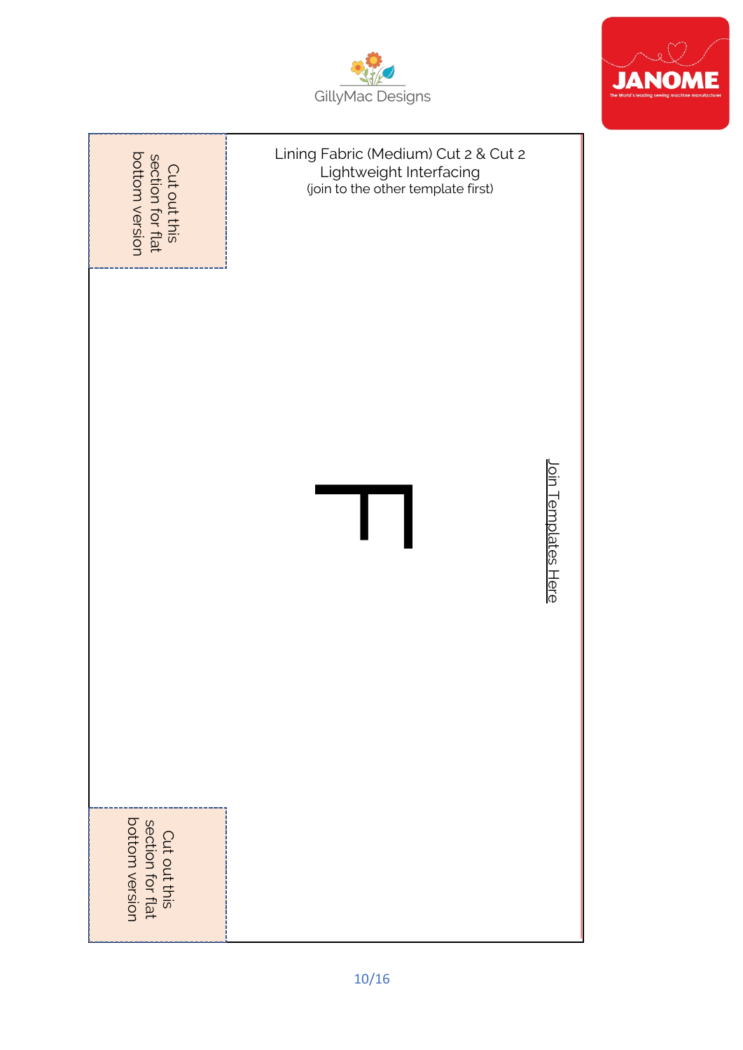GillyMac Designs

JANOME

Lining Fabric (Medium) Cut 2 & Cut 2 Lightweight Interfacing

(join to the other template first)

Cut out this section for flat bottom version

F

Join Templates Here

Cut out this section for flat bottom version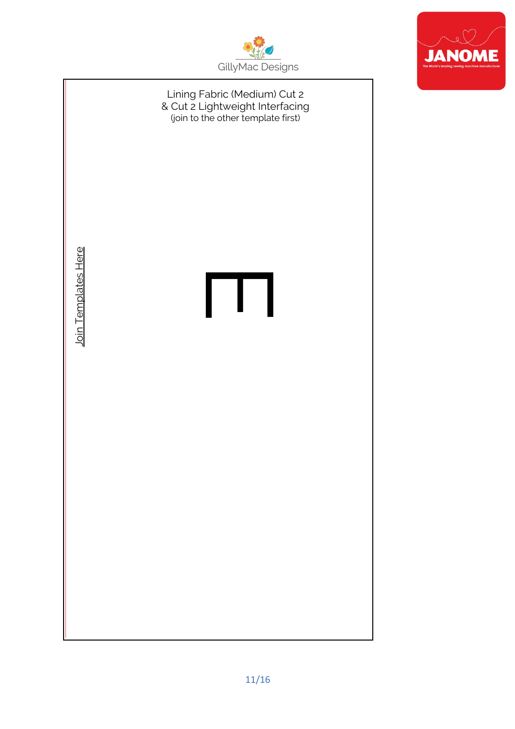Lining Fabric (Medium) Cut 2
& Cut 2 Lightweight Interfacing
(join to the other template first)

Join Templates Here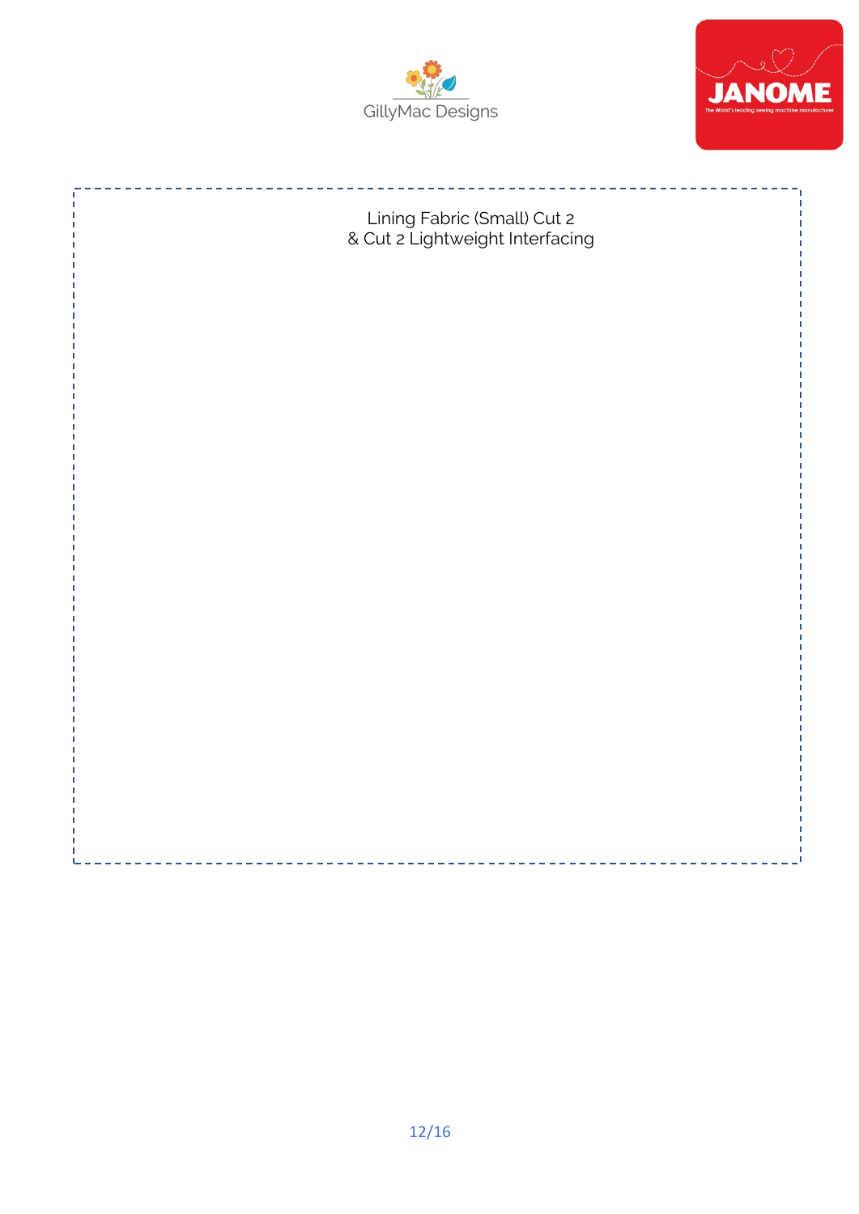Lining Fabric (Small) Cut 2
& Cut 2 Lightweight Interfacing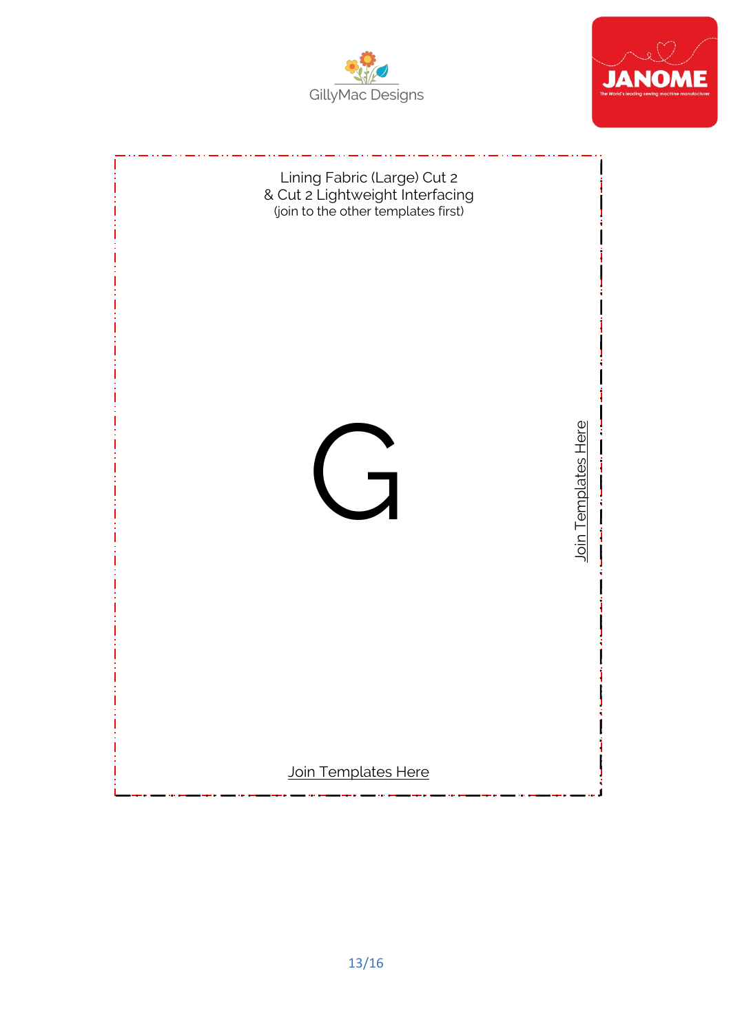Lining Fabric (Large) Cut 2
& Cut 2 Lightweight Interfacing
(join to the other templates first)

G

Join Templates Here

Join Templates Here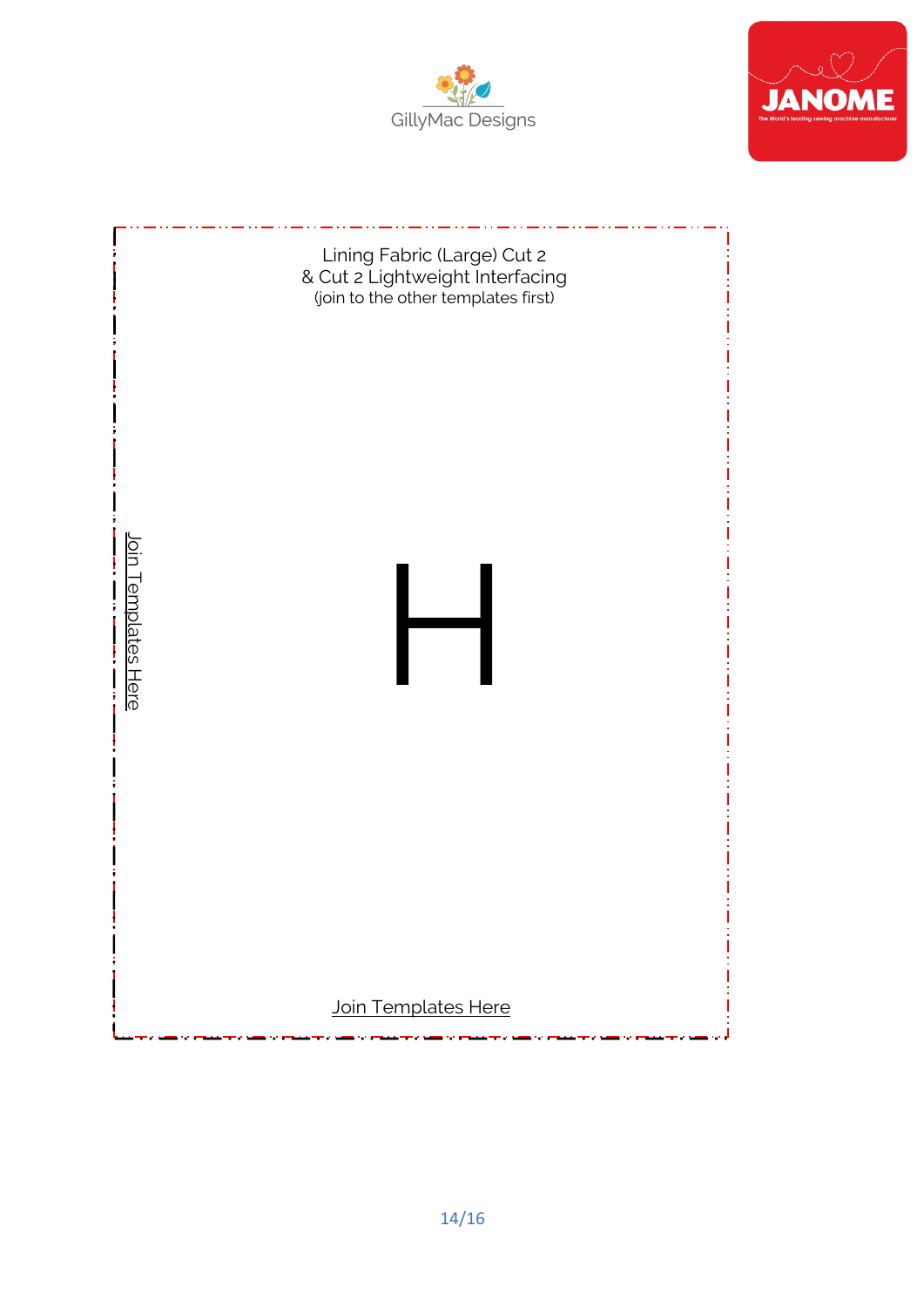Lining Fabric (Large) Cut 2
& Cut 2 Lightweight Interfacing
(join to the other templates first)

Join Templates Here

H

Join Templates Here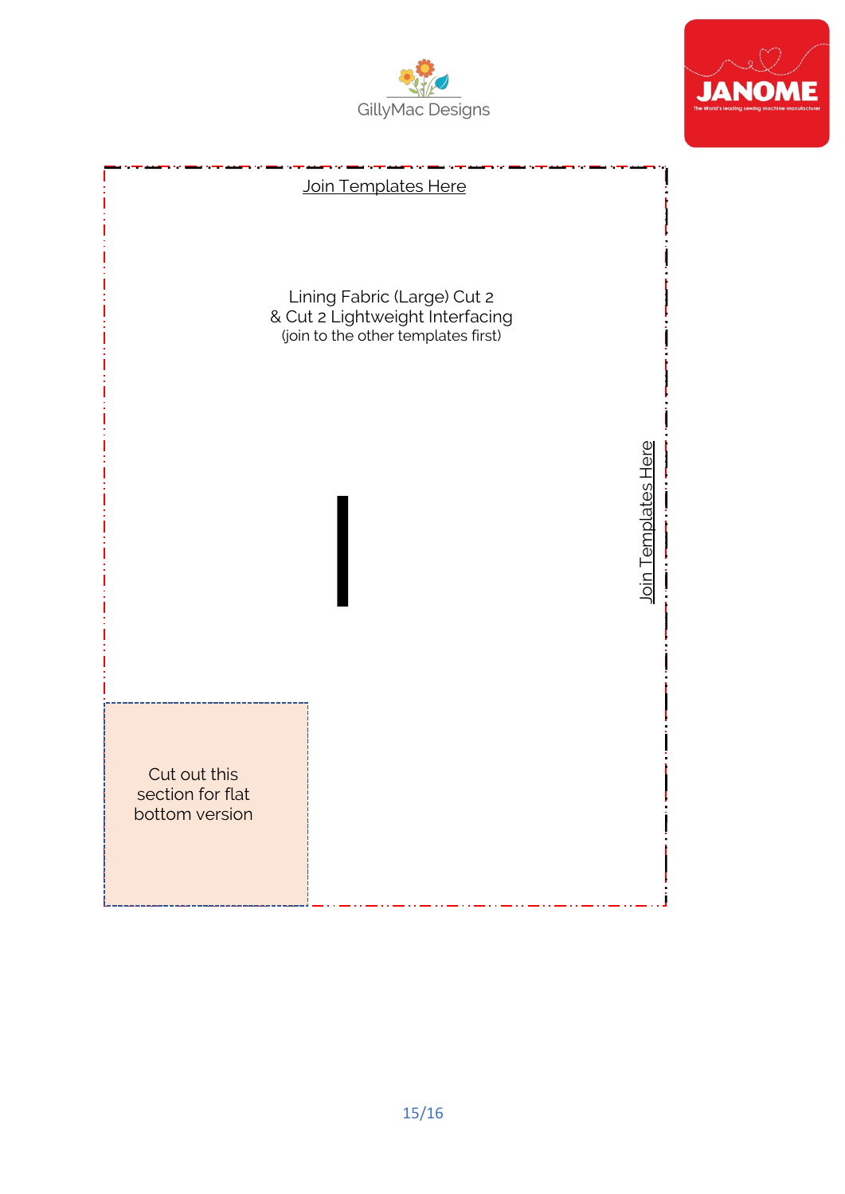Join Templates Here

Lining Fabric (Large) Cut 2
& Cut 2 Lightweight Interfacing
(join to the other templates first)

Join Templates Here

Cut out this
section for flat
bottom version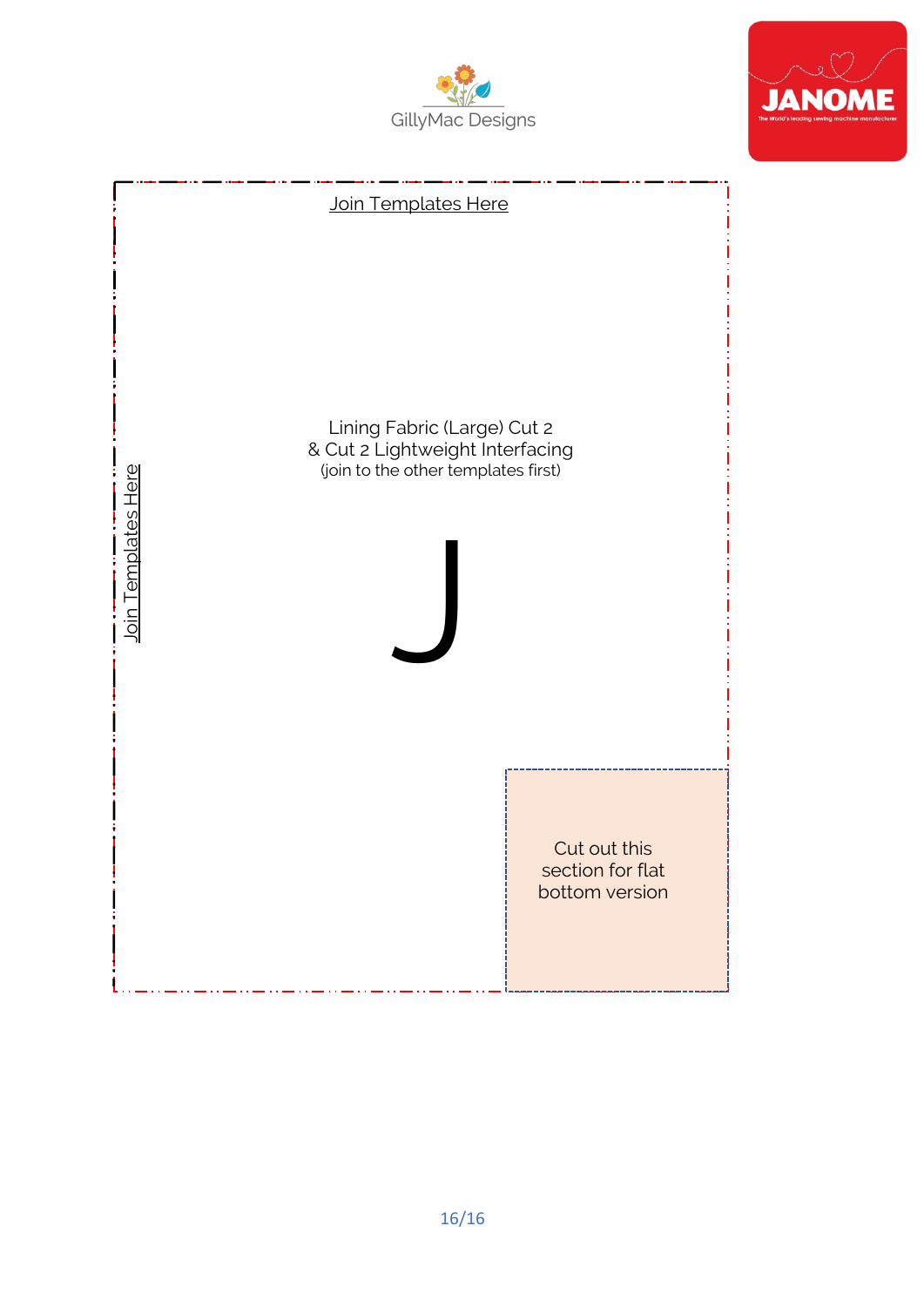Join Templates Here

Lining Fabric (Large) Cut 2
& Cut 2 Lightweight Interfacing
(join to the other templates first)

J

Join Templates Here

Cut out this section for flat bottom version